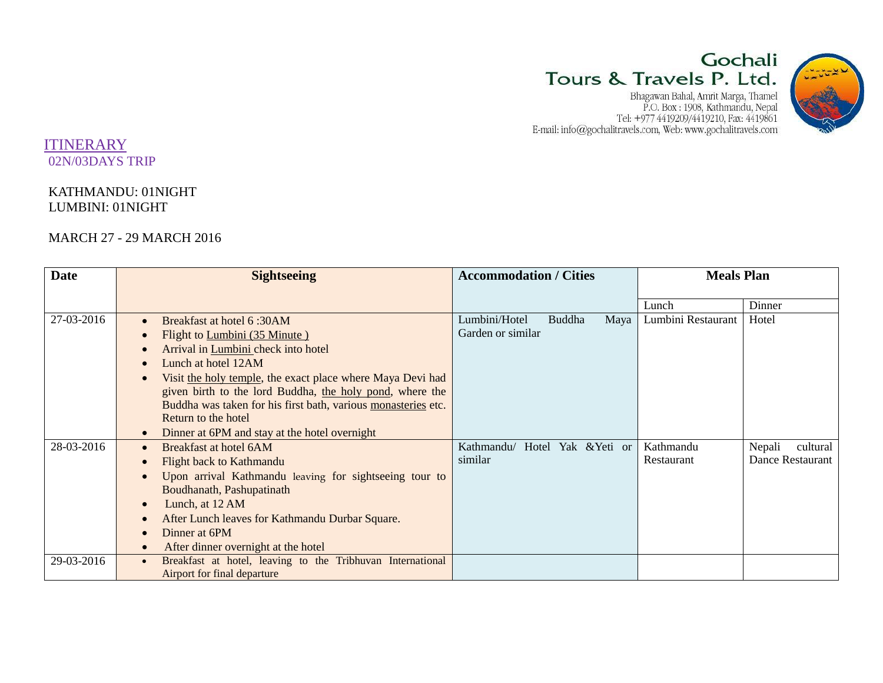Gochali
Tours & Travels P. Ltd.
Bhagawan Bahal, Amrit Marga, Thamel
P.O. Box : 1908, Kathmandu, Nepal
Tel: +977 4419209/4419210, Fax: 4419861
E-mail: info@gochalitravels.com, Web: www.gochalitravels.com

# ITINERARY

02N/03DAYS TRIP

KATHMANDU: 01NIGHT
LUMBINI: 01NIGHT

MARCH 27 - 29 MARCH 2016

| Date | Sightseeing | Accommodation / Cities | Meals Plan | |
|---|---|---|---|---|
| | | | Lunch | Dinner |
| 27-03-2016 | • Breakfast at hotel 6 :30AM<br>• Flight to Lumbini (35 Minute )<br>• Arrival in Lumbini check into hotel<br>• Lunch at hotel 12AM<br>• Visit the holy temple, the exact place where Maya Devi had given birth to the lord Buddha, the holy pond, where the Buddha was taken for his first bath, various monasteries etc. Return to the hotel<br>• Dinner at 6PM and stay at the hotel overnight | Lumbini/Hotel Buddha Maya Garden or similar | Lumbini Restaurant | Hotel |
| 28-03-2016 | • Breakfast at hotel 6AM<br>• Flight back to Kathmandu<br>• Upon arrival Kathmandu leaving for sightseeing tour to Boudhanath, Pashupatinath<br>• Lunch, at 12 AM<br>• After Lunch leaves for Kathmandu Durbar Square.<br>• Dinner at 6PM<br>• After dinner overnight at the hotel | Kathmandu/ Hotel Yak &Yeti or similar | Kathmandu Restaurant | Nepali cultural Dance Restaurant |
| 29-03-2016 | • Breakfast at hotel, leaving to the Tribhuvan International Airport for final departure | | | |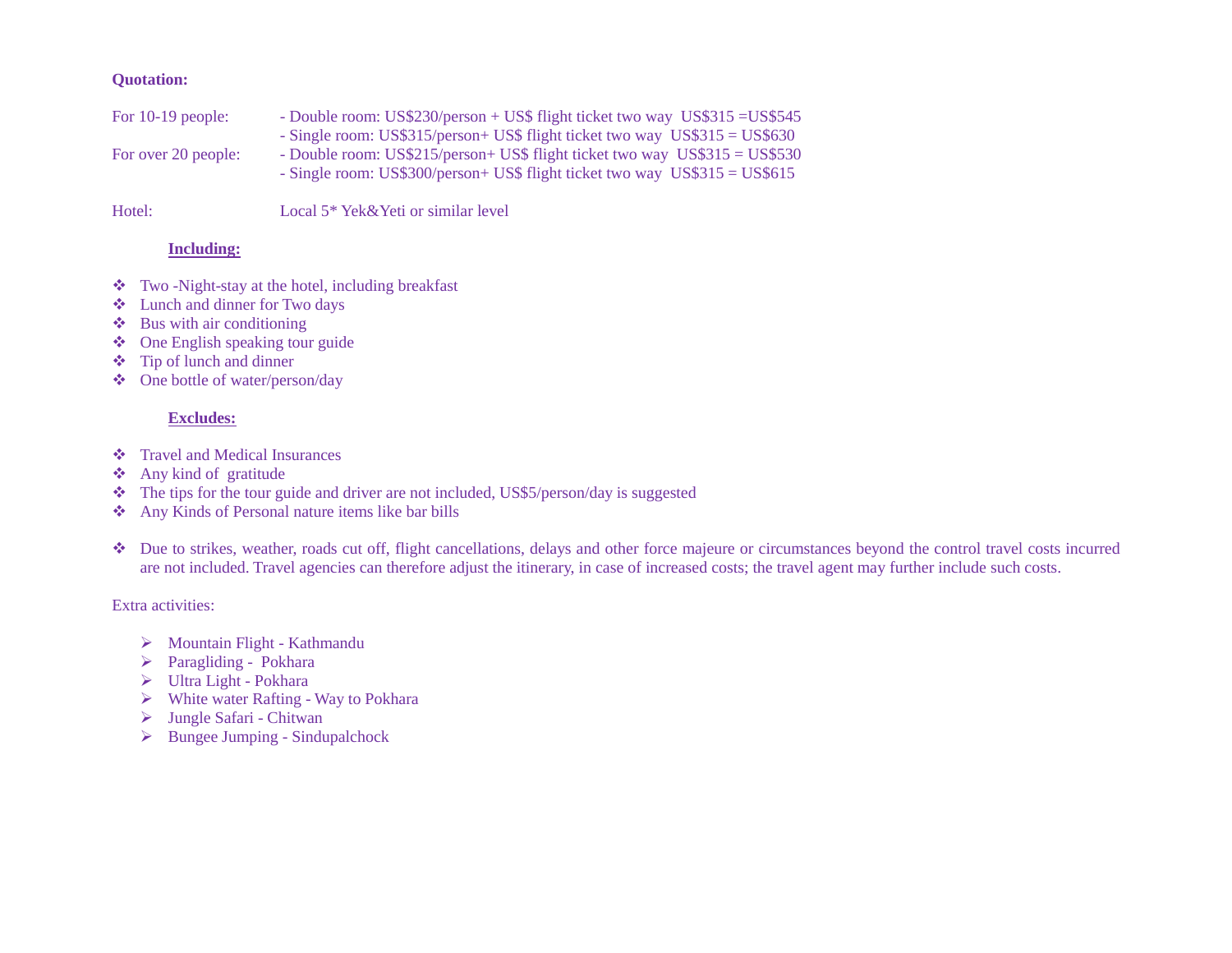**Quotation:**

| | |
|---|---|
| For 10-19 people: | - Double room: US$230/person + US$ flight ticket two way US$315 =US$545 |
| | - Single room: US$315/person+ US$ flight ticket two way US$315 = US$630 |
| For over 20 people: | - Double room: US$215/person+ US$ flight ticket two way US$315 = US$530 |
| | - Single room: US$300/person+ US$ flight ticket two way US$315 = US$615 |

Hotel: Local 5* Yek&Yeti or similar level

**Including:**

- Two -Night-stay at the hotel, including breakfast
- Lunch and dinner for Two days
- Bus with air conditioning
- One English speaking tour guide
- Tip of lunch and dinner
- One bottle of water/person/day

**Excludes:**

- Travel and Medical Insurances
- Any kind of gratitude
- The tips for the tour guide and driver are not included, US$5/person/day is suggested
- Any Kinds of Personal nature items like bar bills

- Due to strikes, weather, roads cut off, flight cancellations, delays and other force majeure or circumstances beyond the control travel costs incurred are not included. Travel agencies can therefore adjust the itinerary, in case of increased costs; the travel agent may further include such costs.

Extra activities:

- Mountain Flight - Kathmandu
- Paragliding - Pokhara
- Ultra Light - Pokhara
- White water Rafting - Way to Pokhara
- Jungle Safari - Chitwan
- Bungee Jumping - Sindupalchock